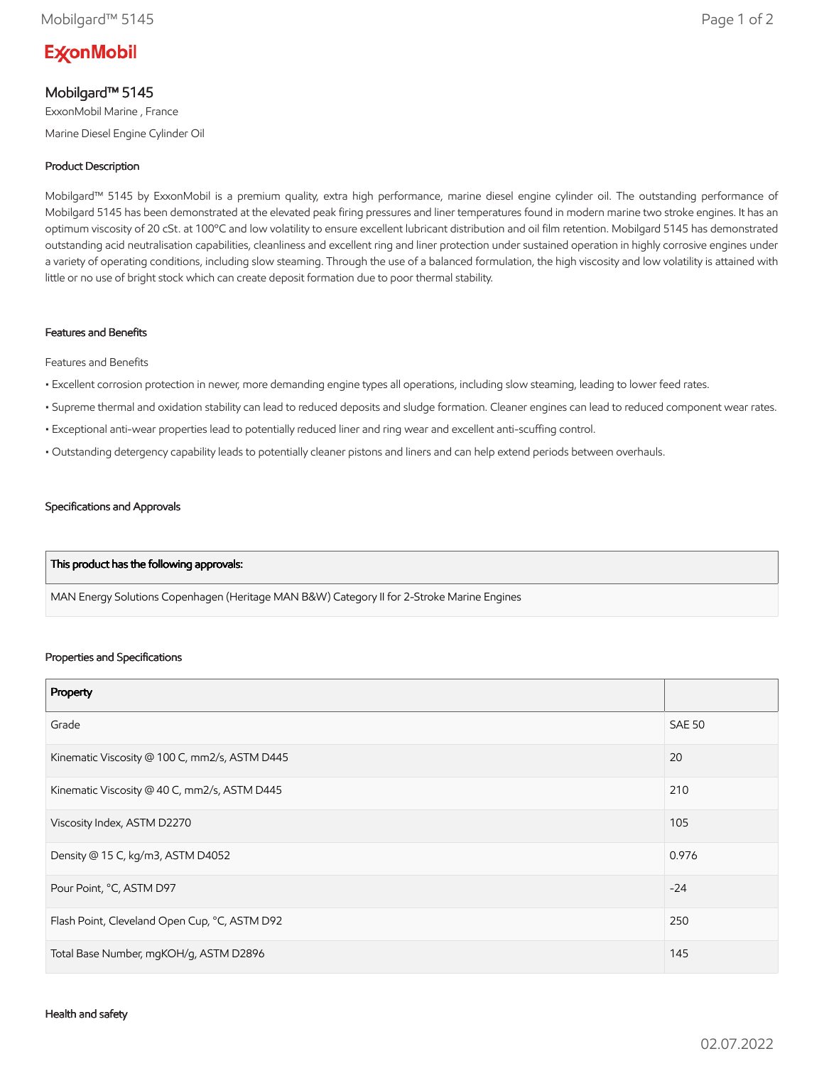ExxonMobil

# Mobilgard™ 5145

ExxonMobil Marine , France

Marine Diesel Engine Cylinder Oil

## Product Description

Mobilgard™ 5145 by ExxonMobil is a premium quality, extra high performance, marine diesel engine cylinder oil. The outstanding performance of Mobilgard 5145 has been demonstrated at the elevated peak firing pressures and liner temperatures found in modern marine two stroke engines. It has an optimum viscosity of 20 cSt. at 100°C and low volatility to ensure excellent lubricant distribution and oil film retention. Mobilgard 5145 has demonstrated outstanding acid neutralisation capabilities, cleanliness and excellent ring and liner protection under sustained operation in highly corrosive engines under a variety of operating conditions, including slow steaming. Through the use of a balanced formulation, the high viscosity and low volatility is attained with little or no use of bright stock which can create deposit formation due to poor thermal stability.

## Features and Benefits

Features and Benefits

- Excellent corrosion protection in newer, more demanding engine types all operations, including slow steaming, leading to lower feed rates.
- Supreme thermal and oxidation stability can lead to reduced deposits and sludge formation. Cleaner engines can lead to reduced component wear rates.
- Exceptional anti-wear properties lead to potentially reduced liner and ring wear and excellent anti-scuffing control.
- Outstanding detergency capability leads to potentially cleaner pistons and liners and can help extend periods between overhauls.

## Specifications and Approvals

| This product has the following approvals: |
|---|
| MAN Energy Solutions Copenhagen (Heritage MAN B&W) Category II for 2-Stroke Marine Engines |

## Properties and Specifications

| Property | |
|---|---|
| Grade | SAE 50 |
| Kinematic Viscosity @ 100 C, mm2/s, ASTM D445 | 20 |
| Kinematic Viscosity @ 40 C, mm2/s, ASTM D445 | 210 |
| Viscosity Index, ASTM D2270 | 105 |
| Density @ 15 C, kg/m3, ASTM D4052 | 0.976 |
| Pour Point, °C, ASTM D97 | -24 |
| Flash Point, Cleveland Open Cup, °C, ASTM D92 | 250 |
| Total Base Number, mgKOH/g, ASTM D2896 | 145 |

## Health and safety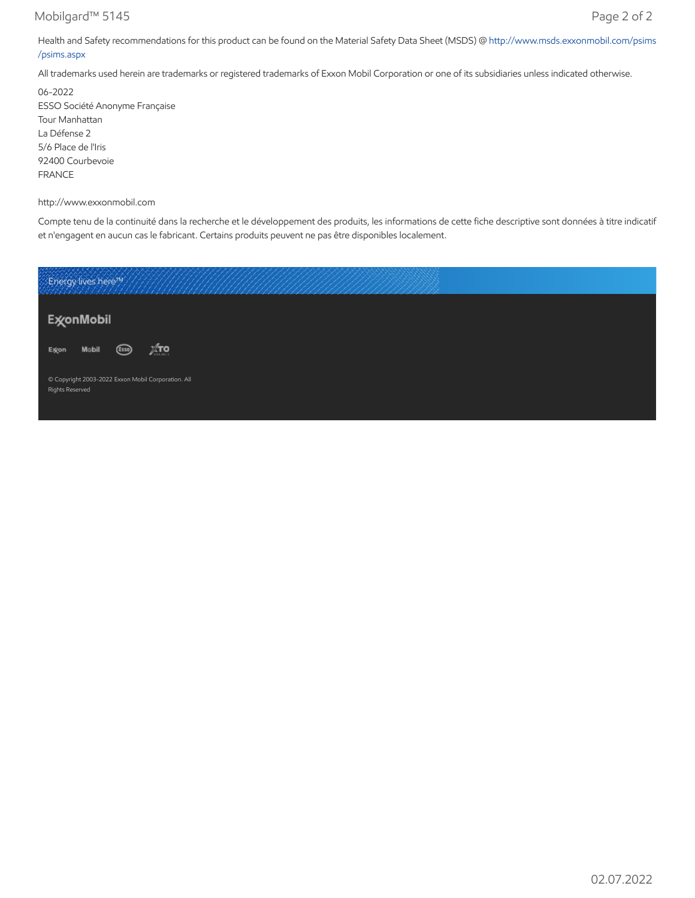Health and Safety recommendations for this product can be found on the Material Safety Data Sheet (MSDS) @ http://www.msds.exxonmobil.com/psims/psims.aspx

All trademarks used herein are trademarks or registered trademarks of Exxon Mobil Corporation or one of its subsidiaries unless indicated otherwise.

06-2022
ESSO Société Anonyme Française
Tour Manhattan
La Défense 2
5/6 Place de l'Iris
92400 Courbevoie
FRANCE

http://www.exxonmobil.com

Compte tenu de la continuité dans la recherche et le développement des produits, les informations de cette fiche descriptive sont données à titre indicatif et n'engagent en aucun cas le fabricant. Certains produits peuvent ne pas être disponibles localement.

Energy lives here™

ExxonMobil

Exxon Mobil Esso XTO

© Copyright 2003-2022 Exxon Mobil Corporation. All Rights Reserved